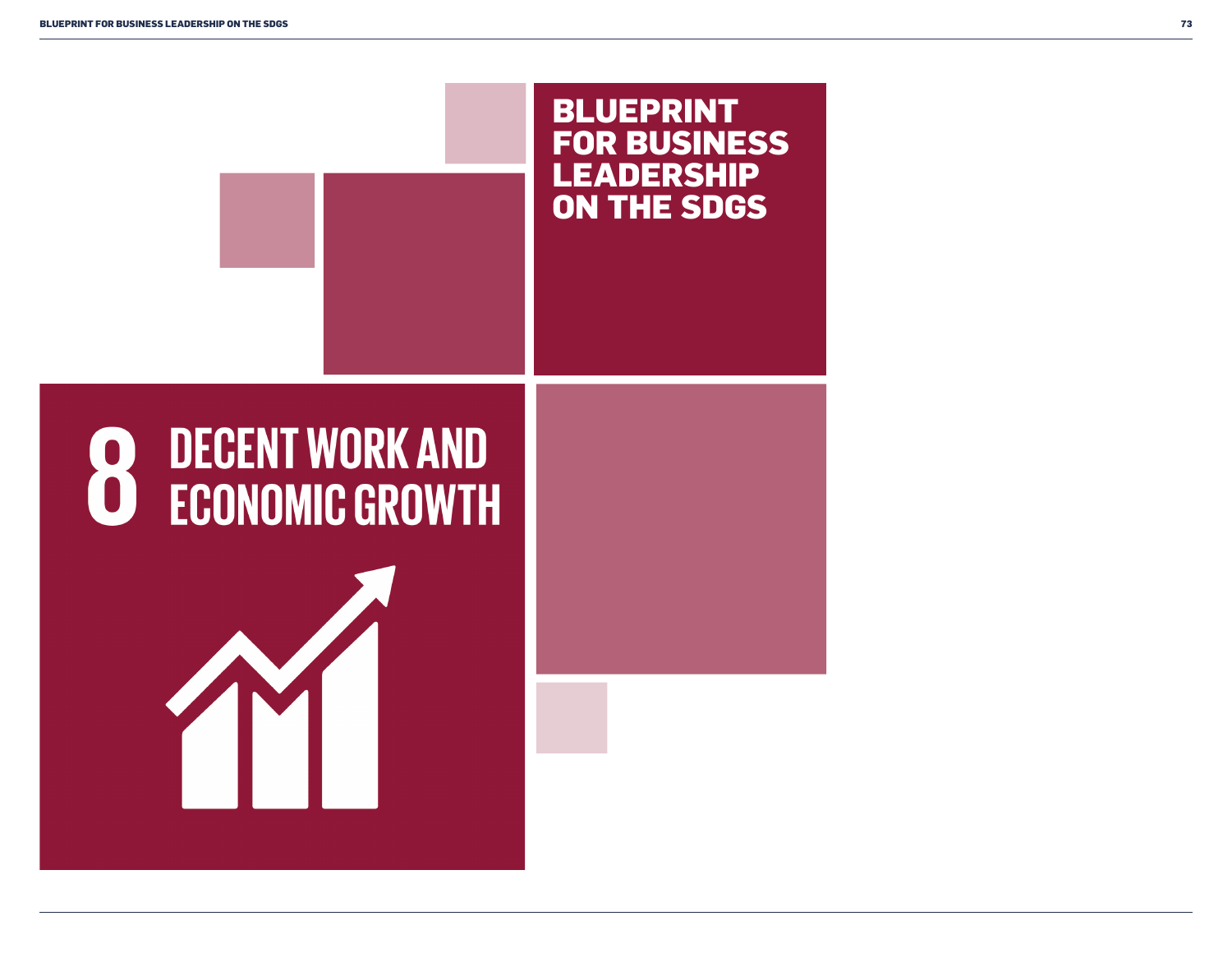# BLUEPRINT FOR BUSINESS LEADERSHIP ON THE SDGS

# 8 DECENT WORK AND ECONOMIC GROWTH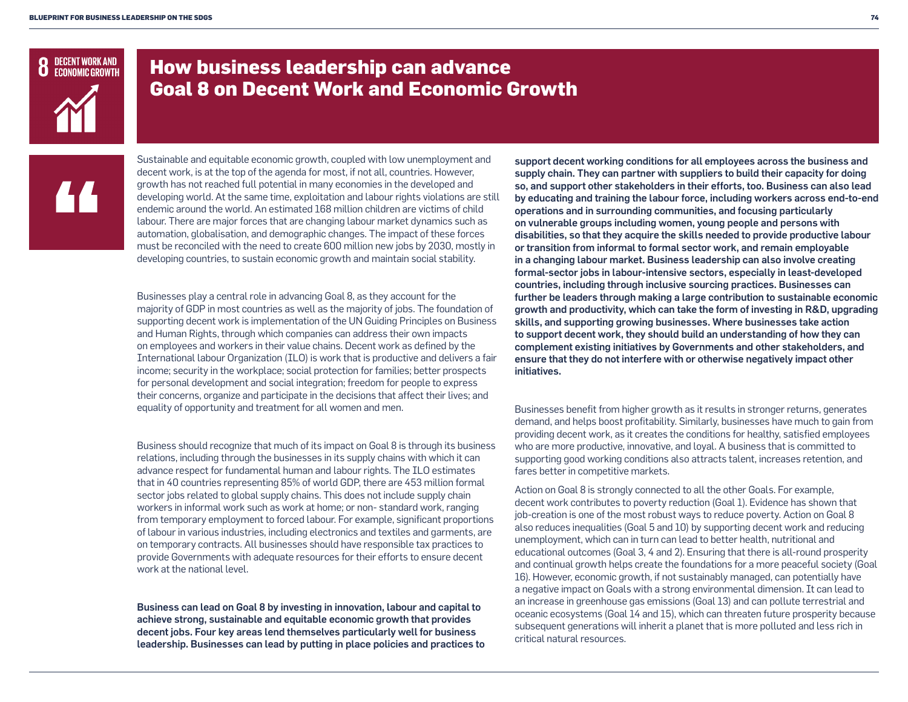8 DECENT WORK AND ECONOMIC GROWTH

# How business leadership can advance Goal 8 on Decent Work and Economic Growth

Sustainable and equitable economic growth, coupled with low unemployment and decent work, is at the top of the agenda for most, if not all, countries. However, growth has not reached full potential in many economies in the developed and developing world. At the same time, exploitation and labour rights violations are still endemic around the world. An estimated 168 million children are victims of child labour. There are major forces that are changing labour market dynamics such as automation, globalisation, and demographic changes. The impact of these forces must be reconciled with the need to create 600 million new jobs by 2030, mostly in developing countries, to sustain economic growth and maintain social stability.

Businesses play a central role in advancing Goal 8, as they account for the majority of GDP in most countries as well as the majority of jobs. The foundation of supporting decent work is implementation of the UN Guiding Principles on Business and Human Rights, through which companies can address their own impacts on employees and workers in their value chains. Decent work as defined by the International labour Organization (ILO) is work that is productive and delivers a fair income; security in the workplace; social protection for families; better prospects for personal development and social integration; freedom for people to express their concerns, organize and participate in the decisions that affect their lives; and equality of opportunity and treatment for all women and men.

Business should recognize that much of its impact on Goal 8 is through its business relations, including through the businesses in its supply chains with which it can advance respect for fundamental human and labour rights. The ILO estimates that in 40 countries representing 85% of world GDP, there are 453 million formal sector jobs related to global supply chains. This does not include supply chain workers in informal work such as work at home; or non- standard work, ranging from temporary employment to forced labour. For example, significant proportions of labour in various industries, including electronics and textiles and garments, are on temporary contracts. All businesses should have responsible tax practices to provide Governments with adequate resources for their efforts to ensure decent work at the national level.

**Business can lead on Goal 8 by investing in innovation, labour and capital to achieve strong, sustainable and equitable economic growth that provides decent jobs. Four key areas lend themselves particularly well for business leadership. Businesses can lead by putting in place policies and practices to support decent working conditions for all employees across the business and supply chain. They can partner with suppliers to build their capacity for doing so, and support other stakeholders in their efforts, too. Business can also lead by educating and training the labour force, including workers across end-to-end operations and in surrounding communities, and focusing particularly on vulnerable groups including women, young people and persons with disabilities, so that they acquire the skills needed to provide productive labour or transition from informal to formal sector work, and remain employable in a changing labour market. Business leadership can also involve creating formal-sector jobs in labour-intensive sectors, especially in least-developed countries, including through inclusive sourcing practices. Businesses can further be leaders through making a large contribution to sustainable economic growth and productivity, which can take the form of investing in R&D, upgrading skills, and supporting growing businesses. Where businesses take action to support decent work, they should build an understanding of how they can complement existing initiatives by Governments and other stakeholders, and ensure that they do not interfere with or otherwise negatively impact other initiatives.**

Businesses benefit from higher growth as it results in stronger returns, generates demand, and helps boost profitability. Similarly, businesses have much to gain from providing decent work, as it creates the conditions for healthy, satisfied employees who are more productive, innovative, and loyal. A business that is committed to supporting good working conditions also attracts talent, increases retention, and fares better in competitive markets.

Action on Goal 8 is strongly connected to all the other Goals. For example, decent work contributes to poverty reduction (Goal 1). Evidence has shown that job-creation is one of the most robust ways to reduce poverty. Action on Goal 8 also reduces inequalities (Goal 5 and 10) by supporting decent work and reducing unemployment, which can in turn can lead to better health, nutritional and educational outcomes (Goal 3, 4 and 2). Ensuring that there is all-round prosperity and continual growth helps create the foundations for a more peaceful society (Goal 16). However, economic growth, if not sustainably managed, can potentially have a negative impact on Goals with a strong environmental dimension. It can lead to an increase in greenhouse gas emissions (Goal 13) and can pollute terrestrial and oceanic ecosystems (Goal 14 and 15), which can threaten future prosperity because subsequent generations will inherit a planet that is more polluted and less rich in critical natural resources.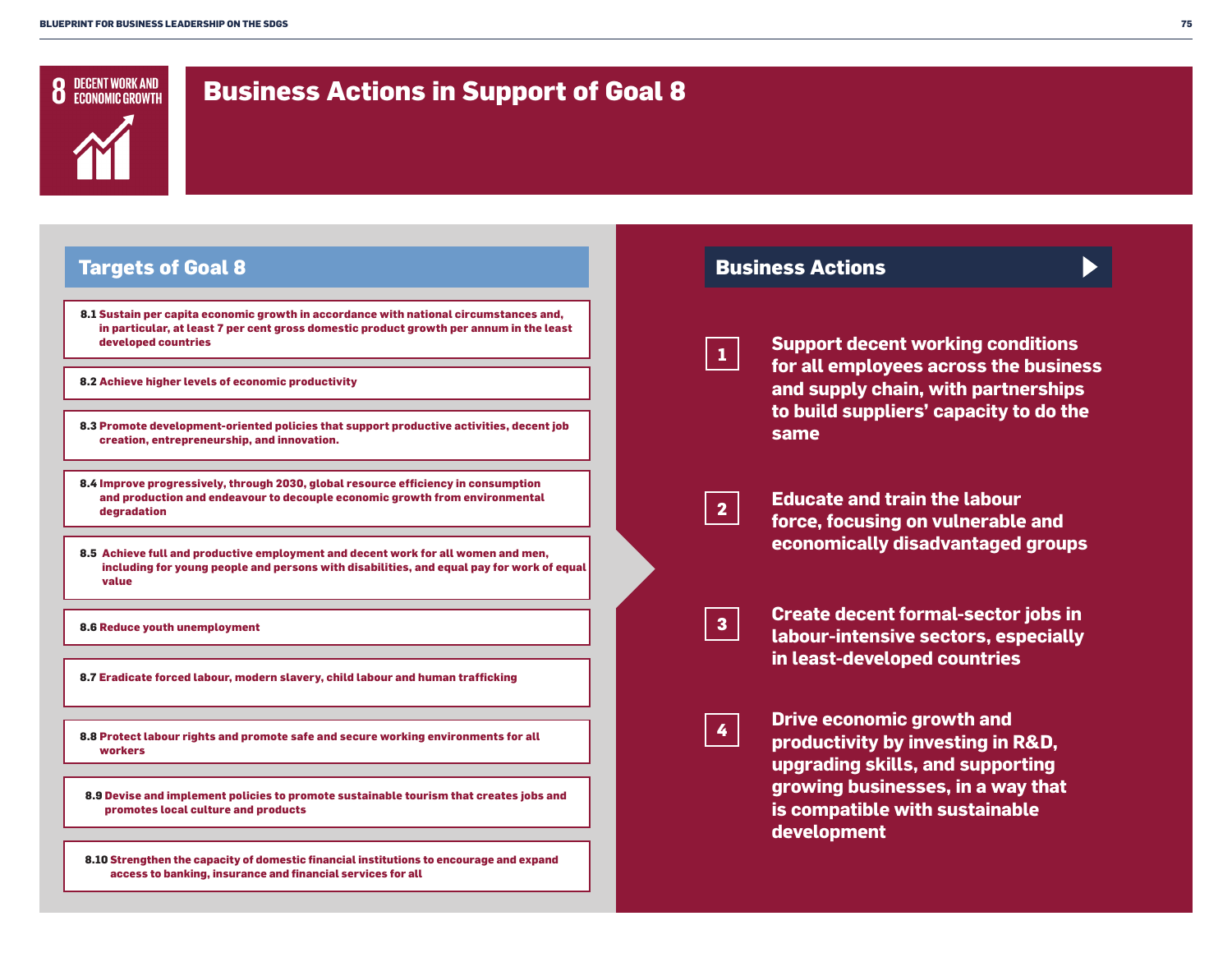8 DECENT WORK AND ECONOMIC GROWTH

# Business Actions in Support of Goal 8

## Targets of Goal 8

**8.1** Sustain per capita economic growth in accordance with national circumstances and, in particular, at least 7 per cent gross domestic product growth per annum in the least developed countries

**8.2** Achieve higher levels of economic productivity

**8.3** Promote development-oriented policies that support productive activities, decent job creation, entrepreneurship, and innovation.

**8.4** Improve progressively, through 2030, global resource efficiency in consumption and production and endeavour to decouple economic growth from environmental degradation

**8.5** Achieve full and productive employment and decent work for all women and men, including for young people and persons with disabilities, and equal pay for work of equal value

**8.6** Reduce youth unemployment

**8.7** Eradicate forced labour, modern slavery, child labour and human trafficking

**8.8** Protect labour rights and promote safe and secure working environments for all workers

**8.9** Devise and implement policies to promote sustainable tourism that creates jobs and promotes local culture and products

**8.10** Strengthen the capacity of domestic financial institutions to encourage and expand access to banking, insurance and financial services for all

## Business Actions

1. **Support decent working conditions for all employees across the business and supply chain, with partnerships to build suppliers' capacity to do the same**

2. **Educate and train the labour force, focusing on vulnerable and economically disadvantaged groups**

3. **Create decent formal-sector jobs in labour-intensive sectors, especially in least-developed countries**

4. **Drive economic growth and productivity by investing in R&D, upgrading skills, and supporting growing businesses, in a way that is compatible with sustainable development**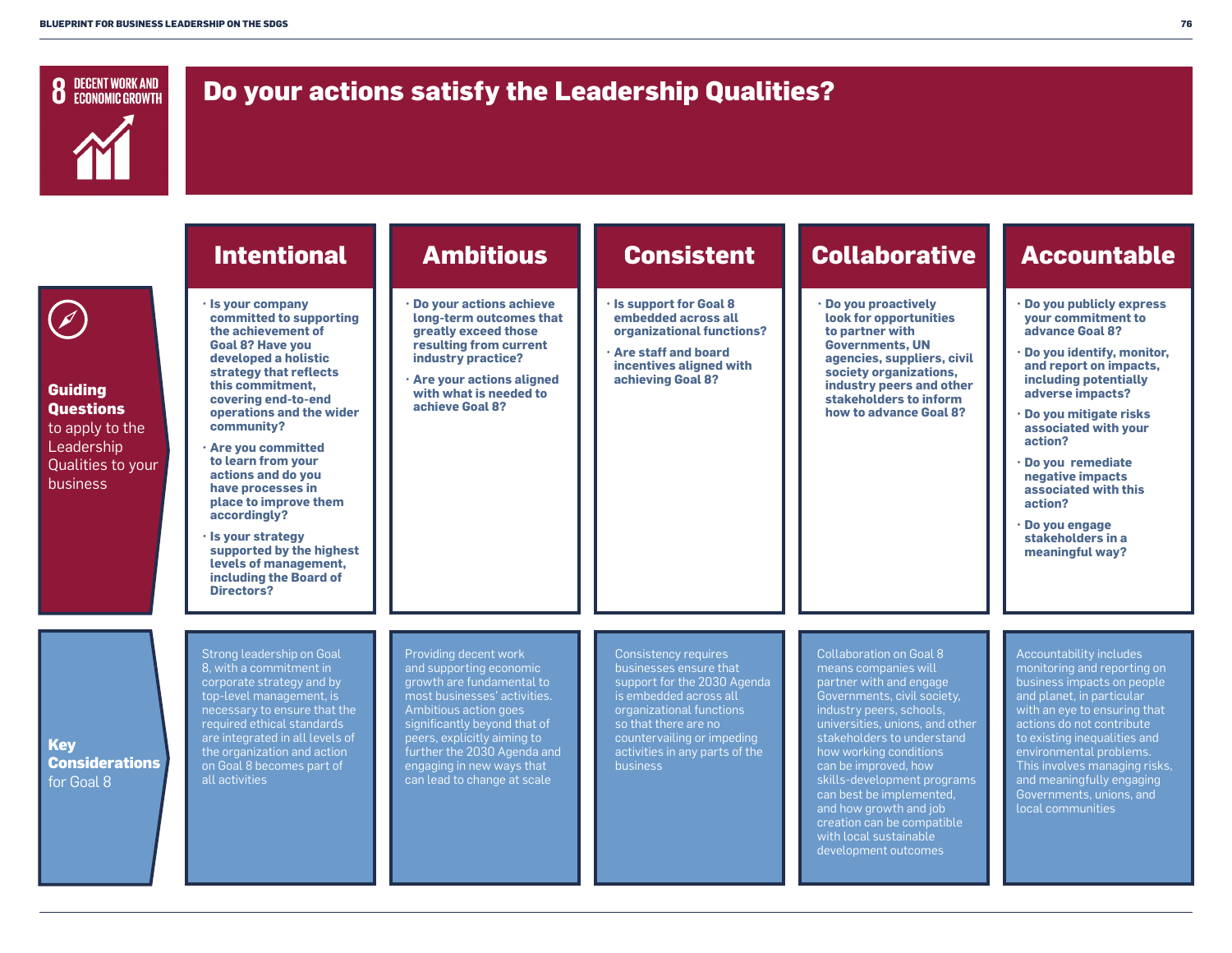8 DECENT WORK AND ECONOMIC GROWTH

# Do your actions satisfy the Leadership Qualities?

| | Intentional | Ambitious | Consistent | Collaborative | Accountable |
|---|---|---|---|---|---|
| **Guiding Questions** to apply to the Leadership Qualities to your business | · **Is your company committed to supporting the achievement of Goal 8? Have you developed a holistic strategy that reflects this commitment, covering end-to-end operations and the wider community?**<br>· **Are you committed to learn from your actions and do you have processes in place to improve them accordingly?**<br>· **Is your strategy supported by the highest levels of management, including the Board of Directors?** | · **Do your actions achieve long-term outcomes that greatly exceed those resulting from current industry practice?**<br>· **Are your actions aligned with what is needed to achieve Goal 8?** | · **Is support for Goal 8 embedded across all organizational functions?**<br>· **Are staff and board incentives aligned with achieving Goal 8?** | · **Do you proactively look for opportunities to partner with Governments, UN agencies, suppliers, civil society organizations, industry peers and other stakeholders to inform how to advance Goal 8?** | · **Do you publicly express your commitment to advance Goal 8?**<br>· **Do you identify, monitor, and report on impacts, including potentially adverse impacts?**<br>· **Do you mitigate risks associated with your action?**<br>· **Do you remediate negative impacts associated with this action?**<br>· **Do you engage stakeholders in a meaningful way?** |
| **Key Considerations** for Goal 8 | Strong leadership on Goal 8, with a commitment in corporate strategy and by top-level management, is necessary to ensure that the required ethical standards are integrated in all levels of the organization and action on Goal 8 becomes part of all activities | Providing decent work and supporting economic growth are fundamental to most businesses' activities. Ambitious action goes significantly beyond that of peers, explicitly aiming to further the 2030 Agenda and engaging in new ways that can lead to change at scale | Consistency requires businesses ensure that support for the 2030 Agenda is embedded across all organizational functions so that there are no countervailing or impeding activities in any parts of the business | Collaboration on Goal 8 means companies will partner with and engage Governments, civil society, industry peers, schools, universities, unions, and other stakeholders to understand how working conditions can be improved, how skills-development programs can best be implemented, and how growth and job creation can be compatible with local sustainable development outcomes | Accountability includes monitoring and reporting on business impacts on people and planet, in particular with an eye to ensuring that actions do not contribute to existing inequalities and environmental problems. This involves managing risks, and meaningfully engaging Governments, unions, and local communities |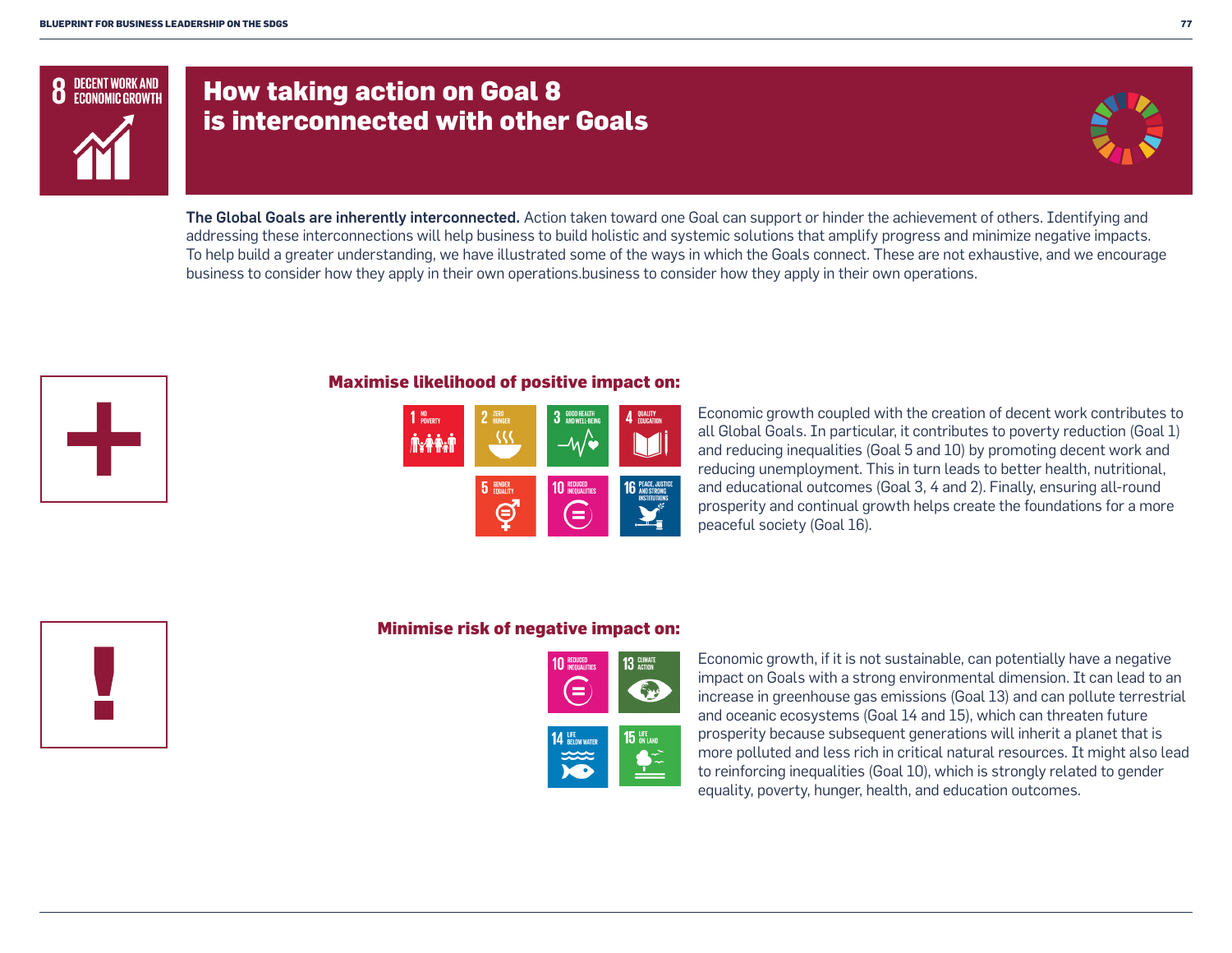# How taking action on Goal 8 is interconnected with other Goals

**The Global Goals are inherently interconnected.** Action taken toward one Goal can support or hinder the achievement of others. Identifying and addressing these interconnections will help business to build holistic and systemic solutions that amplify progress and minimize negative impacts. To help build a greater understanding, we have illustrated some of the ways in which the Goals connect. These are not exhaustive, and we encourage business to consider how they apply in their own operations.business to consider how they apply in their own operations.

## Maximise likelihood of positive impact on:

1 NO POVERTY, 2 ZERO HUNGER, 3 GOOD HEALTH AND WELL-BEING, 4 QUALITY EDUCATION, 5 GENDER EQUALITY, 10 REDUCED INEQUALITIES, 16 PEACE, JUSTICE AND STRONG INSTITUTIONS

Economic growth coupled with the creation of decent work contributes to all Global Goals. In particular, it contributes to poverty reduction (Goal 1) and reducing inequalities (Goal 5 and 10) by promoting decent work and reducing unemployment. This in turn leads to better health, nutritional, and educational outcomes (Goal 3, 4 and 2). Finally, ensuring all-round prosperity and continual growth helps create the foundations for a more peaceful society (Goal 16).

## Minimise risk of negative impact on:

10 REDUCED INEQUALITIES, 13 CLIMATE ACTION, 14 LIFE BELOW WATER, 15 LIFE ON LAND

Economic growth, if it is not sustainable, can potentially have a negative impact on Goals with a strong environmental dimension. It can lead to an increase in greenhouse gas emissions (Goal 13) and can pollute terrestrial and oceanic ecosystems (Goal 14 and 15), which can threaten future prosperity because subsequent generations will inherit a planet that is more polluted and less rich in critical natural resources. It might also lead to reinforcing inequalities (Goal 10), which is strongly related to gender equality, poverty, hunger, health, and education outcomes.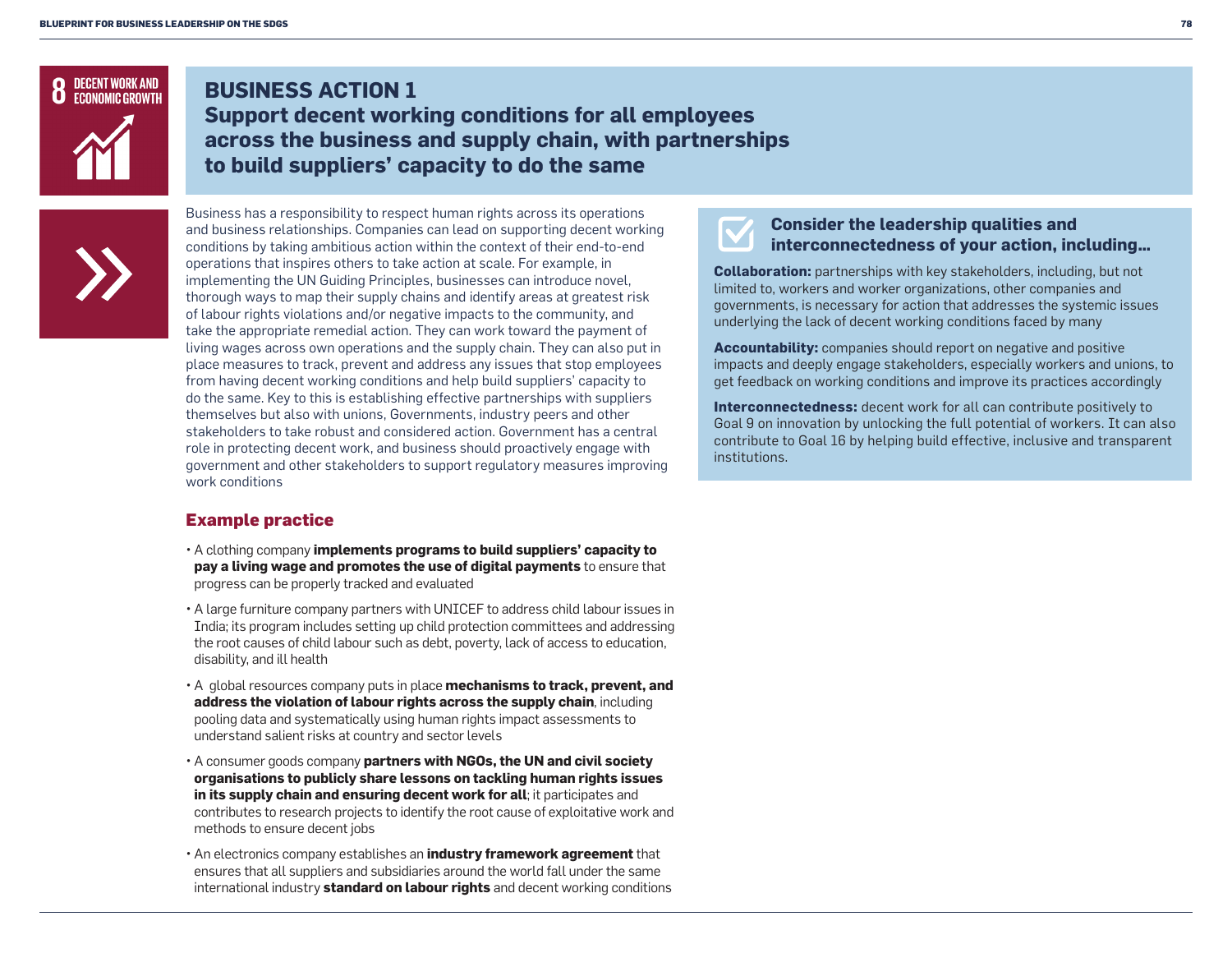8 DECENT WORK AND ECONOMIC GROWTH

## BUSINESS ACTION 1
## Support decent working conditions for all employees across the business and supply chain, with partnerships to build suppliers' capacity to do the same

Business has a responsibility to respect human rights across its operations and business relationships. Companies can lead on supporting decent working conditions by taking ambitious action within the context of their end-to-end operations that inspires others to take action at scale. For example, in implementing the UN Guiding Principles, businesses can introduce novel, thorough ways to map their supply chains and identify areas at greatest risk of labour rights violations and/or negative impacts to the community, and take the appropriate remedial action. They can work toward the payment of living wages across own operations and the supply chain. They can also put in place measures to track, prevent and address any issues that stop employees from having decent working conditions and help build suppliers' capacity to do the same. Key to this is establishing effective partnerships with suppliers themselves but also with unions, Governments, industry peers and other stakeholders to take robust and considered action. Government has a central role in protecting decent work, and business should proactively engage with government and other stakeholders to support regulatory measures improving work conditions

### Example practice

- A clothing company **implements programs to build suppliers' capacity to pay a living wage and promotes the use of digital payments** to ensure that progress can be properly tracked and evaluated
- A large furniture company partners with UNICEF to address child labour issues in India; its program includes setting up child protection committees and addressing the root causes of child labour such as debt, poverty, lack of access to education, disability, and ill health
- A global resources company puts in place **mechanisms to track, prevent, and address the violation of labour rights across the supply chain**, including pooling data and systematically using human rights impact assessments to understand salient risks at country and sector levels
- A consumer goods company **partners with NGOs, the UN and civil society organisations to publicly share lessons on tackling human rights issues in its supply chain and ensuring decent work for all**; it participates and contributes to research projects to identify the root cause of exploitative work and methods to ensure decent jobs
- An electronics company establishes an **industry framework agreement** that ensures that all suppliers and subsidiaries around the world fall under the same international industry **standard on labour rights** and decent working conditions

### Consider the leadership qualities and interconnectedness of your action, including...

**Collaboration:** partnerships with key stakeholders, including, but not limited to, workers and worker organizations, other companies and governments, is necessary for action that addresses the systemic issues underlying the lack of decent working conditions faced by many

**Accountability:** companies should report on negative and positive impacts and deeply engage stakeholders, especially workers and unions, to get feedback on working conditions and improve its practices accordingly

**Interconnectedness:** decent work for all can contribute positively to Goal 9 on innovation by unlocking the full potential of workers. It can also contribute to Goal 16 by helping build effective, inclusive and transparent institutions.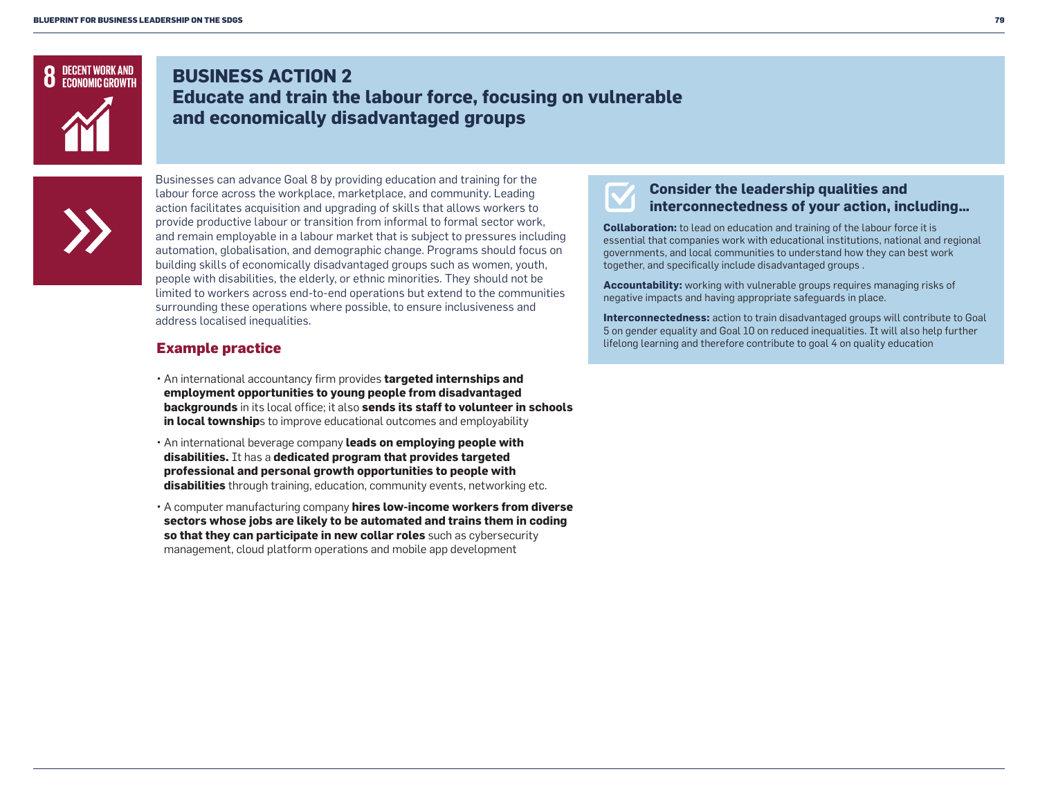8 DECENT WORK AND ECONOMIC GROWTH

# BUSINESS ACTION 2
## Educate and train the labour force, focusing on vulnerable and economically disadvantaged groups

Businesses can advance Goal 8 by providing education and training for the labour force across the workplace, marketplace, and community. Leading action facilitates acquisition and upgrading of skills that allows workers to provide productive labour or transition from informal to formal sector work, and remain employable in a labour market that is subject to pressures including automation, globalisation, and demographic change. Programs should focus on building skills of economically disadvantaged groups such as women, youth, people with disabilities, the elderly, or ethnic minorities. They should not be limited to workers across end-to-end operations but extend to the communities surrounding these operations where possible, to ensure inclusiveness and address localised inequalities.

### Example practice

- An international accountancy firm provides **targeted internships and employment opportunities to young people from disadvantaged backgrounds** in its local office; it also **sends its staff to volunteer in schools in local township**s to improve educational outcomes and employability
- An international beverage company **leads on employing people with disabilities.** It has a **dedicated program that provides targeted professional and personal growth opportunities to people with disabilities** through training, education, community events, networking etc.
- A computer manufacturing company **hires low-income workers from diverse sectors whose jobs are likely to be automated and trains them in coding so that they can participate in new collar roles** such as cybersecurity management, cloud platform operations and mobile app development

### Consider the leadership qualities and interconnectedness of your action, including...

**Collaboration:** to lead on education and training of the labour force it is essential that companies work with educational institutions, national and regional governments, and local communities to understand how they can best work together, and specifically include disadvantaged groups .

**Accountability:** working with vulnerable groups requires managing risks of negative impacts and having appropriate safeguards in place.

**Interconnectedness:** action to train disadvantaged groups will contribute to Goal 5 on gender equality and Goal 10 on reduced inequalities. It will also help further lifelong learning and therefore contribute to goal 4 on quality education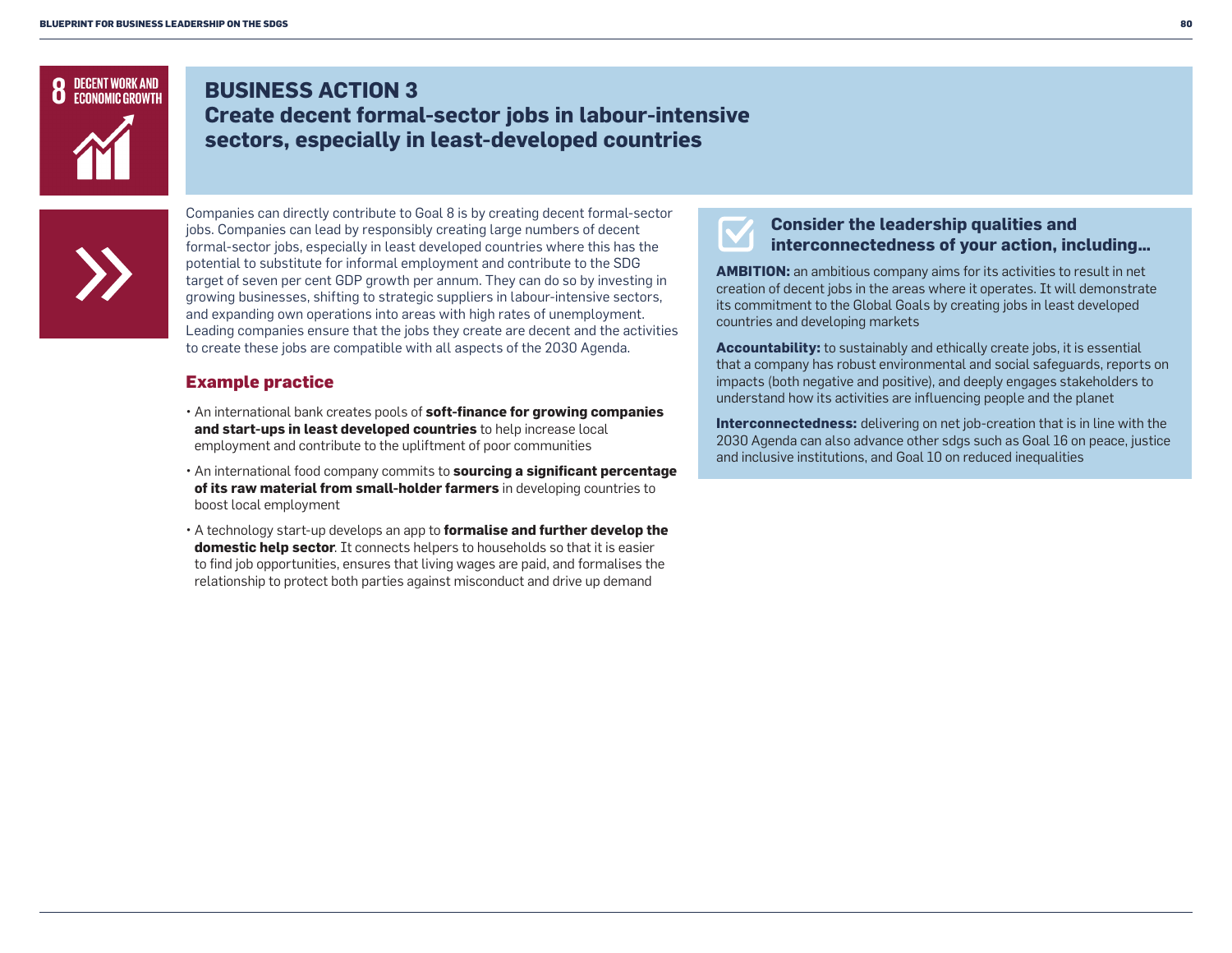8 DECENT WORK AND ECONOMIC GROWTH

# BUSINESS ACTION 3
## Create decent formal-sector jobs in labour-intensive sectors, especially in least-developed countries

Companies can directly contribute to Goal 8 is by creating decent formal-sector jobs. Companies can lead by responsibly creating large numbers of decent formal-sector jobs, especially in least developed countries where this has the potential to substitute for informal employment and contribute to the SDG target of seven per cent GDP growth per annum. They can do so by investing in growing businesses, shifting to strategic suppliers in labour-intensive sectors, and expanding own operations into areas with high rates of unemployment. Leading companies ensure that the jobs they create are decent and the activities to create these jobs are compatible with all aspects of the 2030 Agenda.

### Example practice

- An international bank creates pools of **soft-finance for growing companies and start-ups in least developed countries** to help increase local employment and contribute to the upliftment of poor communities
- An international food company commits to **sourcing a significant percentage of its raw material from small-holder farmers** in developing countries to boost local employment
- A technology start-up develops an app to **formalise and further develop the domestic help sector**. It connects helpers to households so that it is easier to find job opportunities, ensures that living wages are paid, and formalises the relationship to protect both parties against misconduct and drive up demand

### Consider the leadership qualities and interconnectedness of your action, including...

**AMBITION:** an ambitious company aims for its activities to result in net creation of decent jobs in the areas where it operates. It will demonstrate its commitment to the Global Goals by creating jobs in least developed countries and developing markets

**Accountability:** to sustainably and ethically create jobs, it is essential that a company has robust environmental and social safeguards, reports on impacts (both negative and positive), and deeply engages stakeholders to understand how its activities are influencing people and the planet

**Interconnectedness:** delivering on net job-creation that is in line with the 2030 Agenda can also advance other sdgs such as Goal 16 on peace, justice and inclusive institutions, and Goal 10 on reduced inequalities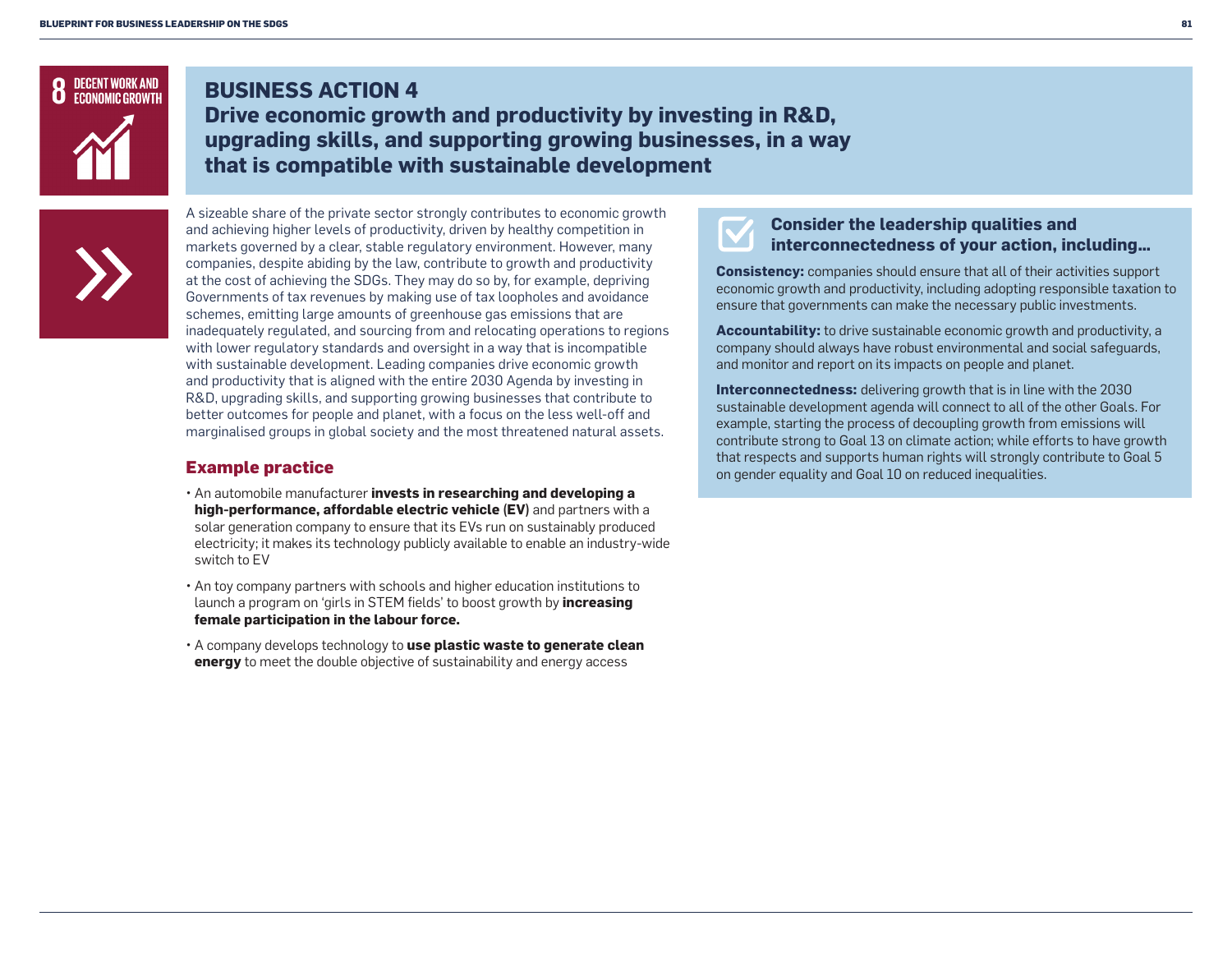8 DECENT WORK AND ECONOMIC GROWTH

## BUSINESS ACTION 4

## Drive economic growth and productivity by investing in R&D, upgrading skills, and supporting growing businesses, in a way that is compatible with sustainable development

A sizeable share of the private sector strongly contributes to economic growth and achieving higher levels of productivity, driven by healthy competition in markets governed by a clear, stable regulatory environment. However, many companies, despite abiding by the law, contribute to growth and productivity at the cost of achieving the SDGs. They may do so by, for example, depriving Governments of tax revenues by making use of tax loopholes and avoidance schemes, emitting large amounts of greenhouse gas emissions that are inadequately regulated, and sourcing from and relocating operations to regions with lower regulatory standards and oversight in a way that is incompatible with sustainable development. Leading companies drive economic growth and productivity that is aligned with the entire 2030 Agenda by investing in R&D, upgrading skills, and supporting growing businesses that contribute to better outcomes for people and planet, with a focus on the less well-off and marginalised groups in global society and the most threatened natural assets.

### Example practice

- An automobile manufacturer **invests in researching and developing a high-performance, affordable electric vehicle** (**EV**) and partners with a solar generation company to ensure that its EVs run on sustainably produced electricity; it makes its technology publicly available to enable an industry-wide switch to EV
- An toy company partners with schools and higher education institutions to launch a program on 'girls in STEM fields' to boost growth by **increasing female participation in the labour force.**
- A company develops technology to **use plastic waste to generate clean energy** to meet the double objective of sustainability and energy access

### Consider the leadership qualities and interconnectedness of your action, including...

**Consistency:** companies should ensure that all of their activities support economic growth and productivity, including adopting responsible taxation to ensure that governments can make the necessary public investments.

**Accountability:** to drive sustainable economic growth and productivity, a company should always have robust environmental and social safeguards, and monitor and report on its impacts on people and planet.

**Interconnectedness:** delivering growth that is in line with the 2030 sustainable development agenda will connect to all of the other Goals. For example, starting the process of decoupling growth from emissions will contribute strong to Goal 13 on climate action; while efforts to have growth that respects and supports human rights will strongly contribute to Goal 5 on gender equality and Goal 10 on reduced inequalities.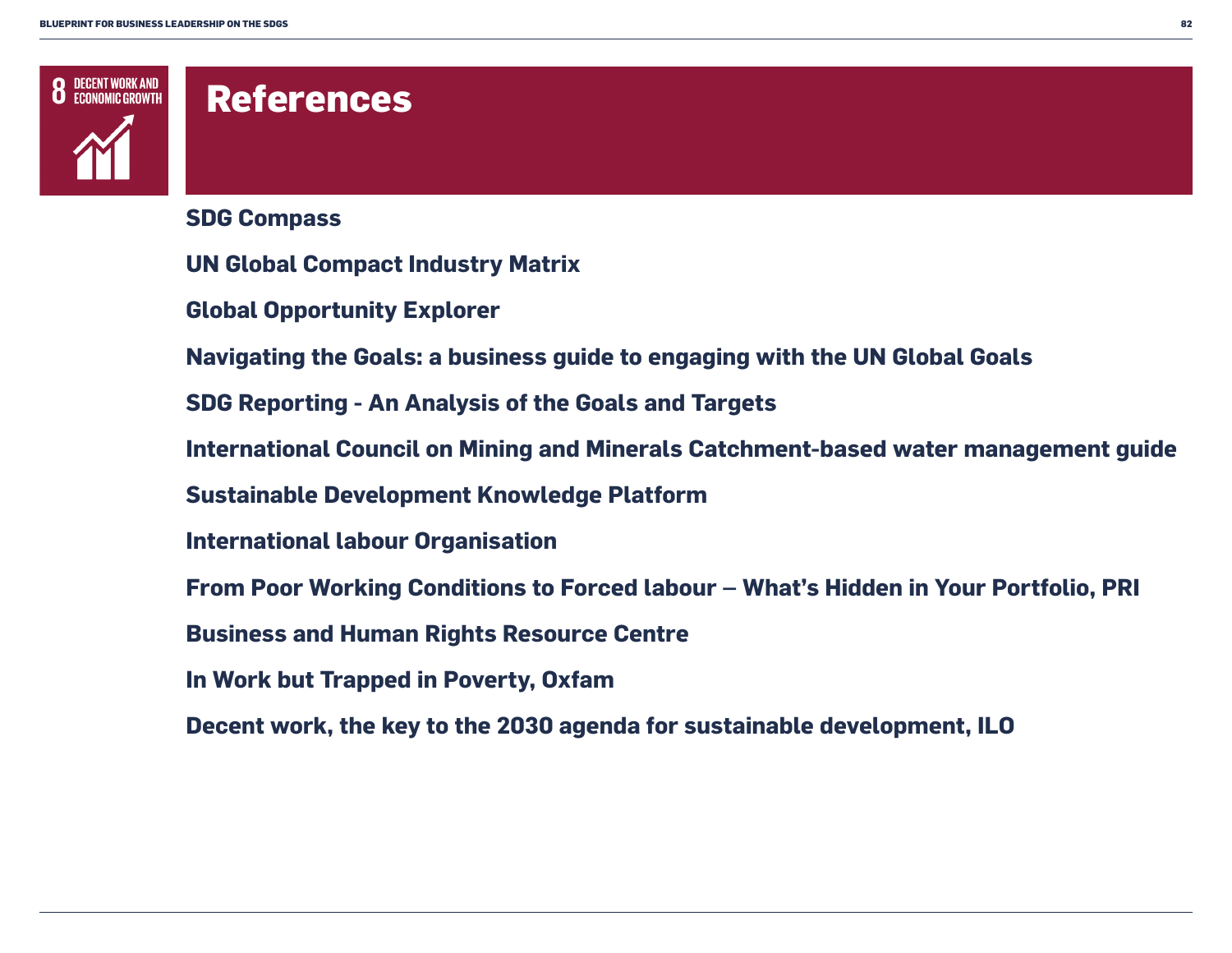8 DECENT WORK AND ECONOMIC GROWTH

# References

**SDG Compass**

**UN Global Compact Industry Matrix**

**Global Opportunity Explorer**

**Navigating the Goals: a business guide to engaging with the UN Global Goals**

**SDG Reporting - An Analysis of the Goals and Targets**

**International Council on Mining and Minerals Catchment-based water management guide**

**Sustainable Development Knowledge Platform**

**International labour Organisation**

**From Poor Working Conditions to Forced labour – What's Hidden in Your Portfolio, PRI**

**Business and Human Rights Resource Centre**

**In Work but Trapped in Poverty, Oxfam**

**Decent work, the key to the 2030 agenda for sustainable development, ILO**